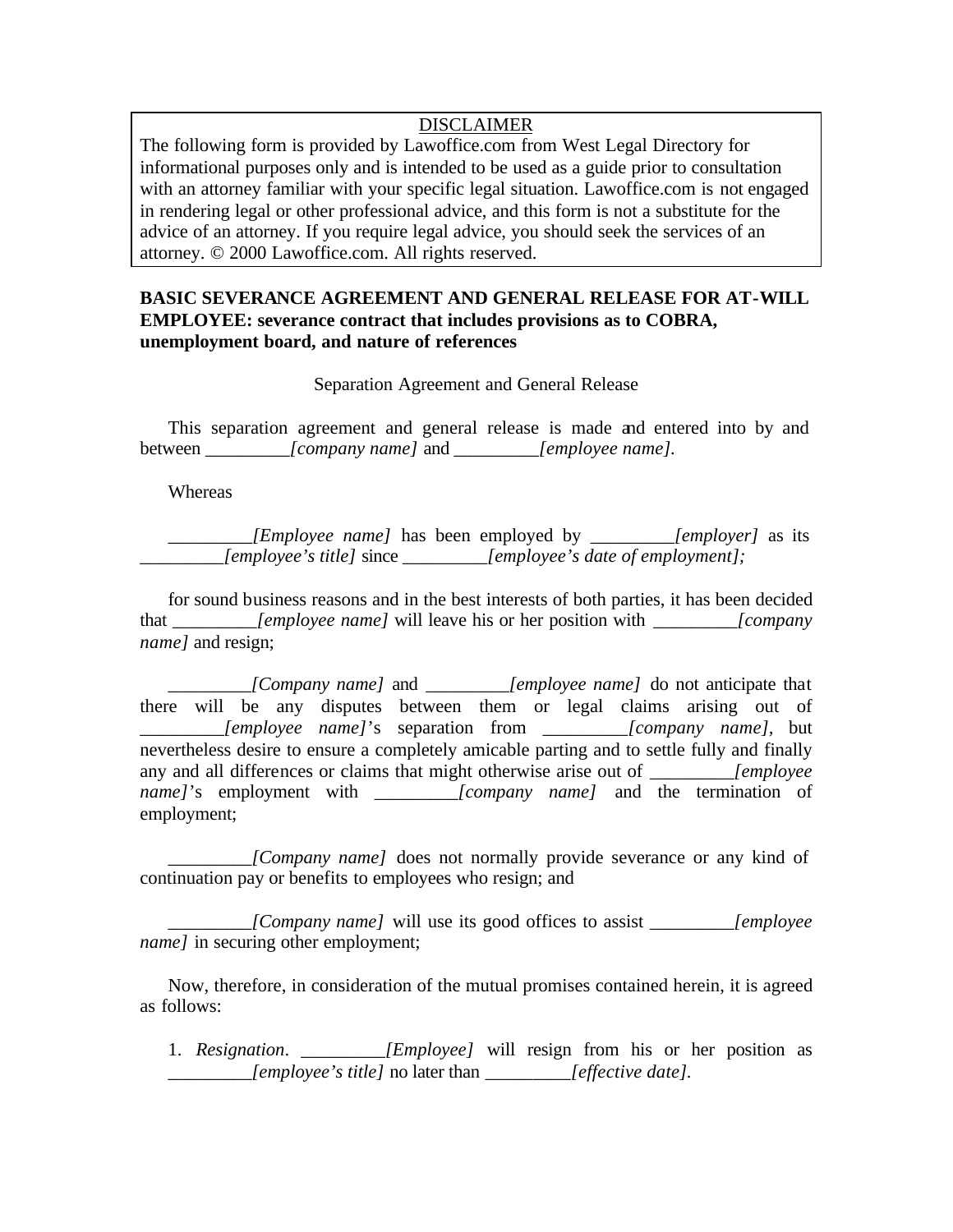DISCLAIMER

The following form is provided by Lawoffice.com from West Legal Directory for informational purposes only and is intended to be used as a guide prior to consultation with an attorney familiar with your specific legal situation. Lawoffice.com is not engaged in rendering legal or other professional advice, and this form is not a substitute for the advice of an attorney. If you require legal advice, you should seek the services of an attorney. © 2000 Lawoffice.com. All rights reserved.

**BASIC SEVERANCE AGREEMENT AND GENERAL RELEASE FOR AT-WILL EMPLOYEE: severance contract that includes provisions as to COBRA, unemployment board, and nature of references**

Separation Agreement and General Release

This separation agreement and general release is made and entered into by and between _________*[company name]* and _________*[employee name]*.

Whereas

_________*[Employee name]* has been employed by _________*[employer]* as its _________*[employee's title]* since _________*[employee's date of employment];*

for sound business reasons and in the best interests of both parties, it has been decided that _________*[employee name]* will leave his or her position with _________*[company name]* and resign;

_________*[Company name]* and _________*[employee name]* do not anticipate that there will be any disputes between them or legal claims arising out of _________*[employee name]*'s separation from _________*[company name]*, but nevertheless desire to ensure a completely amicable parting and to settle fully and finally any and all differences or claims that might otherwise arise out of _________*[employee name]*'s employment with _________*[company name]* and the termination of employment;

_________*[Company name]* does not normally provide severance or any kind of continuation pay or benefits to employees who resign; and

_________*[Company name]* will use its good offices to assist _________*[employee name]* in securing other employment;

Now, therefore, in consideration of the mutual promises contained herein, it is agreed as follows:

1. *Resignation*. _________*[Employee]* will resign from his or her position as _________*[employee's title]* no later than _________*[effective date]*.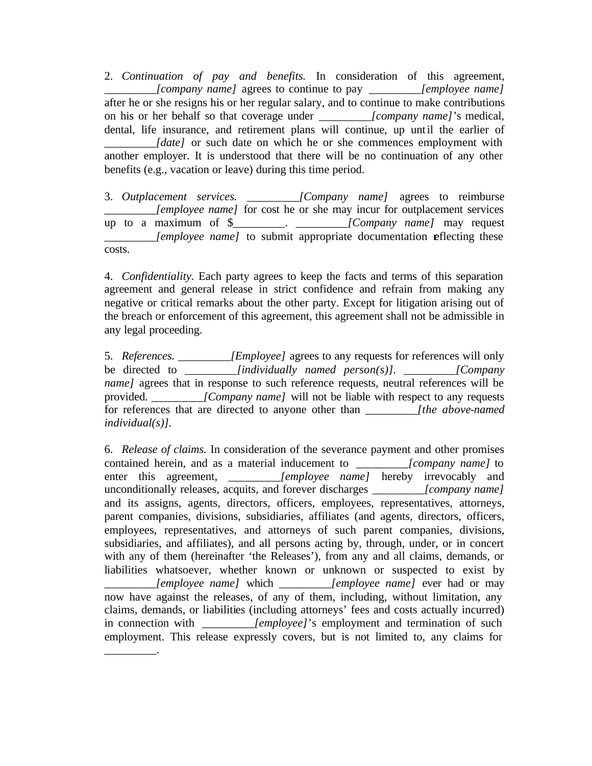2. *Continuation of pay and benefits.* In consideration of this agreement, _________*[company name]* agrees to continue to pay _________*[employee name]* after he or she resigns his or her regular salary, and to continue to make contributions on his or her behalf so that coverage under _________*[company name]*'s medical, dental, life insurance, and retirement plans will continue, up until the earlier of _________*[date]* or such date on which he or she commences employment with another employer. It is understood that there will be no continuation of any other benefits (e.g., vacation or leave) during this time period.

3. *Outplacement services.* _________*[Company name]* agrees to reimburse _________*[employee name]* for cost he or she may incur for outplacement services up to a maximum of $_________. _________*[Company name]* may request _________*[employee name]* to submit appropriate documentation reflecting these costs.

4. *Confidentiality.* Each party agrees to keep the facts and terms of this separation agreement and general release in strict confidence and refrain from making any negative or critical remarks about the other party. Except for litigation arising out of the breach or enforcement of this agreement, this agreement shall not be admissible in any legal proceeding.

5. *References.* _________*[Employee]* agrees to any requests for references will only be directed to _________*[individually named person(s)]*. _________*[Company name]* agrees that in response to such reference requests, neutral references will be provided. _________*[Company name]* will not be liable with respect to any requests for references that are directed to anyone other than _________*[the above-named individual(s)]*.

6. *Release of claims.* In consideration of the severance payment and other promises contained herein, and as a material inducement to _________*[company name]* to enter this agreement, _________*[employee name]* hereby irrevocably and unconditionally releases, acquits, and forever discharges _________*[company name]* and its assigns, agents, directors, officers, employees, representatives, attorneys, parent companies, divisions, subsidiaries, affiliates (and agents, directors, officers, employees, representatives, and attorneys of such parent companies, divisions, subsidiaries, and affiliates), and all persons acting by, through, under, or in concert with any of them (hereinafter 'the Releases'), from any and all claims, demands, or liabilities whatsoever, whether known or unknown or suspected to exist by _________*[employee name]* which _________*[employee name]* ever had or may now have against the releases, of any of them, including, without limitation, any claims, demands, or liabilities (including attorneys' fees and costs actually incurred) in connection with _________*[employee]*'s employment and termination of such employment. This release expressly covers, but is not limited to, any claims for _________.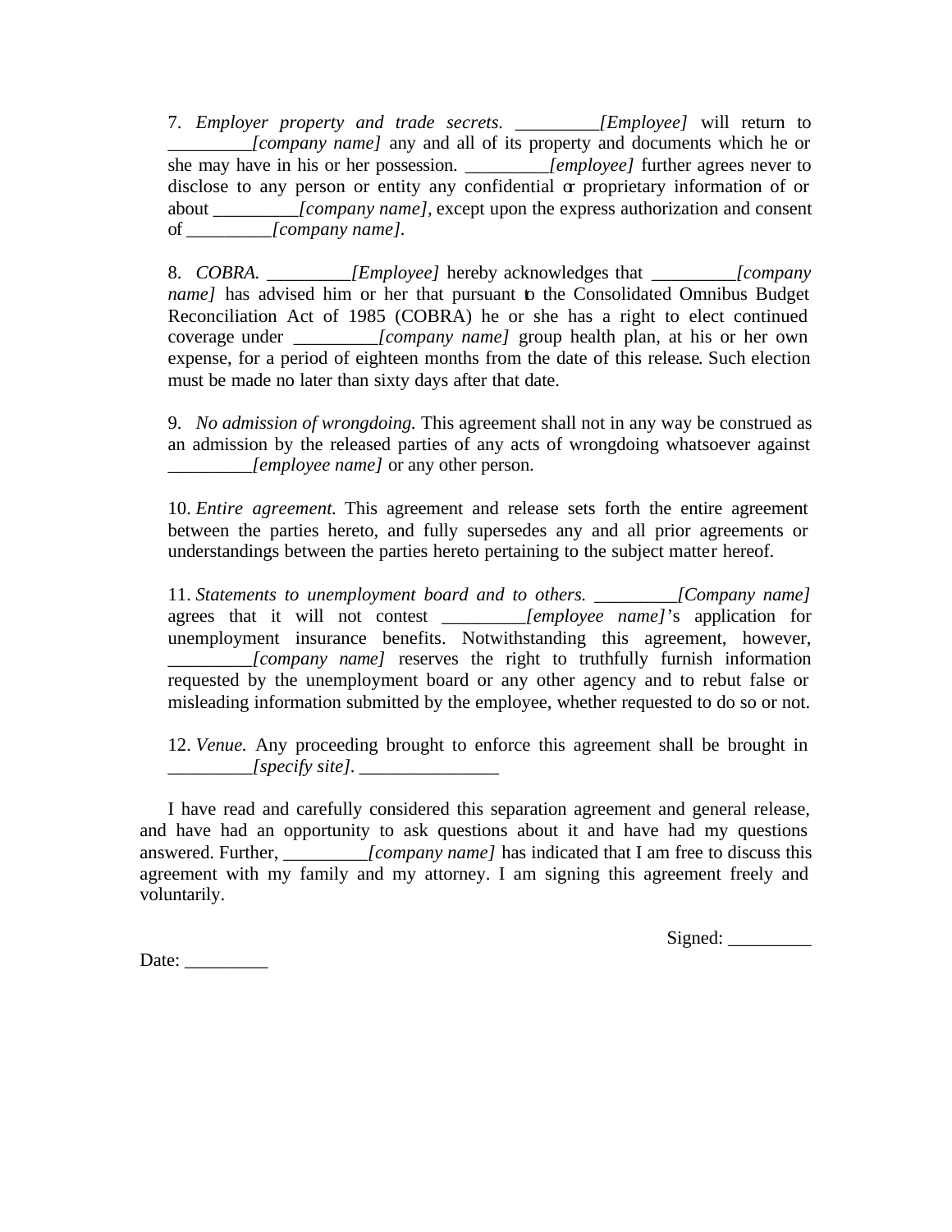7. *Employer property and trade secrets.* _________*[Employee]* will return to _________*[company name]* any and all of its property and documents which he or she may have in his or her possession. _________*[employee]* further agrees never to disclose to any person or entity any confidential or proprietary information of or about _________*[company name]*, except upon the express authorization and consent of _________*[company name]*.

8. *COBRA.* _________*[Employee]* hereby acknowledges that _________*[company name]* has advised him or her that pursuant to the Consolidated Omnibus Budget Reconciliation Act of 1985 (COBRA) he or she has a right to elect continued coverage under _________*[company name]* group health plan, at his or her own expense, for a period of eighteen months from the date of this release. Such election must be made no later than sixty days after that date.

9. *No admission of wrongdoing.* This agreement shall not in any way be construed as an admission by the released parties of any acts of wrongdoing whatsoever against _________*[employee name]* or any other person.

10. *Entire agreement.* This agreement and release sets forth the entire agreement between the parties hereto, and fully supersedes any and all prior agreements or understandings between the parties hereto pertaining to the subject matter hereof.

11. *Statements to unemployment board and to others.* _________*[Company name]* agrees that it will not contest _________*[employee name]*'s application for unemployment insurance benefits. Notwithstanding this agreement, however, _________*[company name]* reserves the right to truthfully furnish information requested by the unemployment board or any other agency and to rebut false or misleading information submitted by the employee, whether requested to do so or not.

12. *Venue.* Any proceeding brought to enforce this agreement shall be brought in _________*[specify site]*. _______________

I have read and carefully considered this separation agreement and general release, and have had an opportunity to ask questions about it and have had my questions answered. Further, _________*[company name]* has indicated that I am free to discuss this agreement with my family and my attorney. I am signing this agreement freely and voluntarily.

Signed: _________

Date: _________